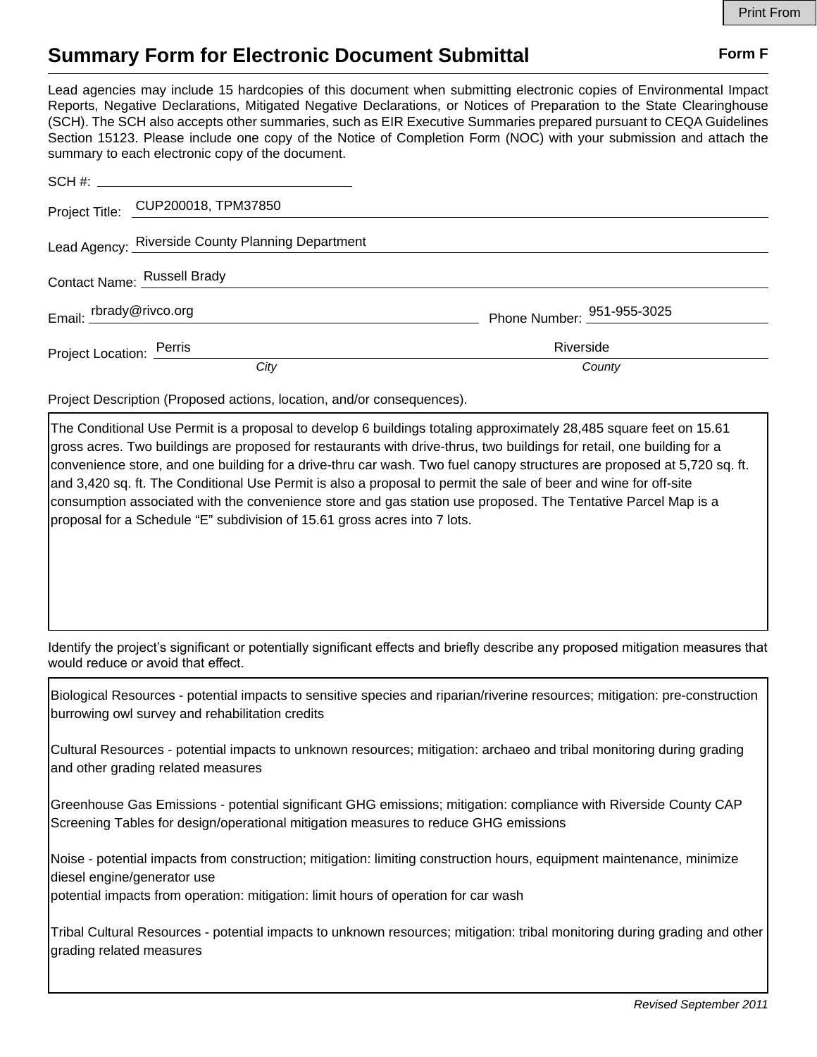Print From

# Summary Form for Electronic Document Submittal

**Form F**

Lead agencies may include 15 hardcopies of this document when submitting electronic copies of Environmental Impact Reports, Negative Declarations, Mitigated Negative Declarations, or Notices of Preparation to the State Clearinghouse (SCH). The SCH also accepts other summaries, such as EIR Executive Summaries prepared pursuant to CEQA Guidelines Section 15123. Please include one copy of the Notice of Completion Form (NOC) with your submission and attach the summary to each electronic copy of the document.

SCH #: ____________________

Project Title: CUP200018, TPM37850

Lead Agency: Riverside County Planning Department

Contact Name: Russell Brady

Email: rbrady@rivco.org    Phone Number: 951-955-3025

Project Location: Perris (*City*)    Riverside (*County*)

Project Description (Proposed actions, location, and/or consequences).

The Conditional Use Permit is a proposal to develop 6 buildings totaling approximately 28,485 square feet on 15.61 gross acres. Two buildings are proposed for restaurants with drive-thrus, two buildings for retail, one building for a convenience store, and one building for a drive-thru car wash. Two fuel canopy structures are proposed at 5,720 sq. ft. and 3,420 sq. ft. The Conditional Use Permit is also a proposal to permit the sale of beer and wine for off-site consumption associated with the convenience store and gas station use proposed. The Tentative Parcel Map is a proposal for a Schedule "E" subdivision of 15.61 gross acres into 7 lots.

Identify the project's significant or potentially significant effects and briefly describe any proposed mitigation measures that would reduce or avoid that effect.

Biological Resources - potential impacts to sensitive species and riparian/riverine resources; mitigation: pre-construction burrowing owl survey and rehabilitation credits

Cultural Resources - potential impacts to unknown resources; mitigation: archaeo and tribal monitoring during grading and other grading related measures

Greenhouse Gas Emissions - potential significant GHG emissions; mitigation: compliance with Riverside County CAP Screening Tables for design/operational mitigation measures to reduce GHG emissions

Noise - potential impacts from construction; mitigation: limiting construction hours, equipment maintenance, minimize diesel engine/generator use
potential impacts from operation: mitigation: limit hours of operation for car wash

Tribal Cultural Resources - potential impacts to unknown resources; mitigation: tribal monitoring during grading and other grading related measures

*Revised September 2011*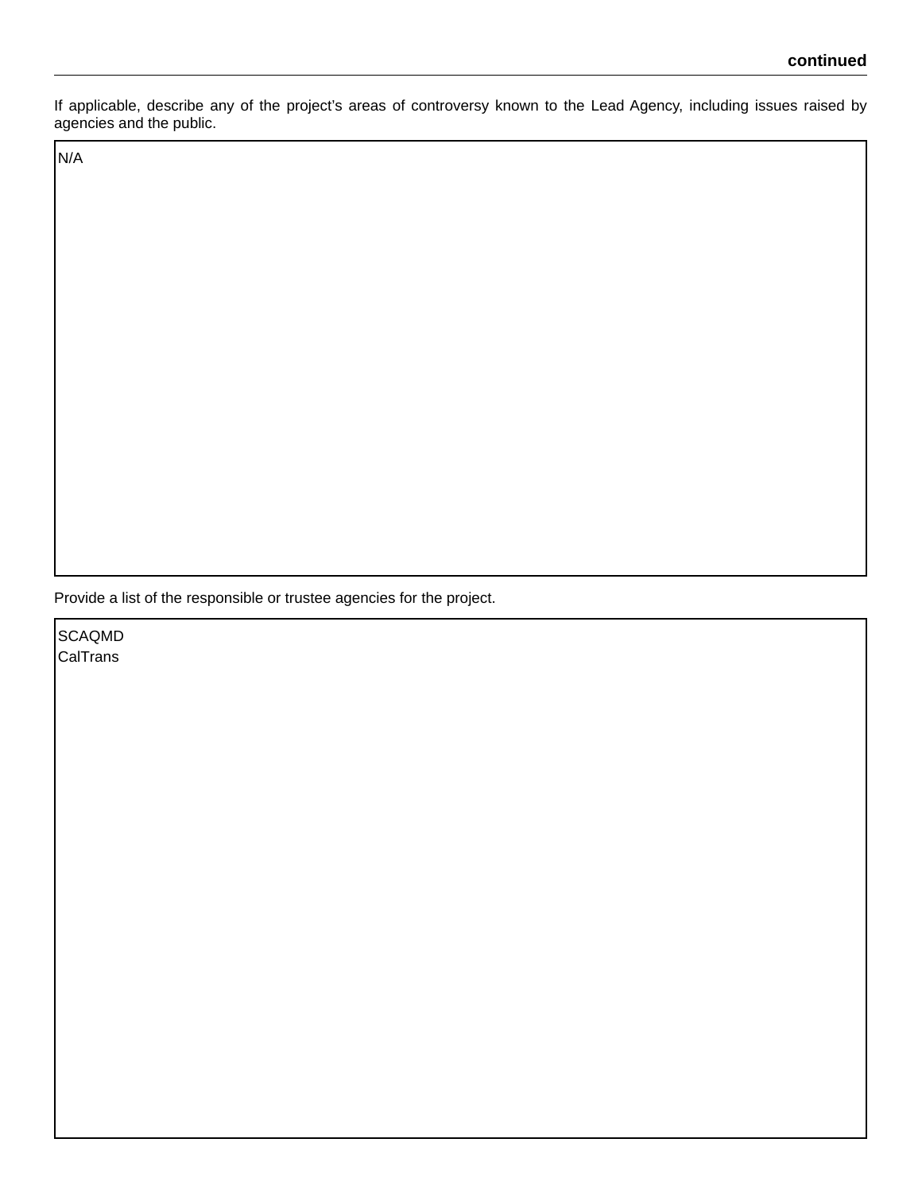**continued**

If applicable, describe any of the project's areas of controversy known to the Lead Agency, including issues raised by agencies and the public.

N/A

Provide a list of the responsible or trustee agencies for the project.

SCAQMD
CalTrans